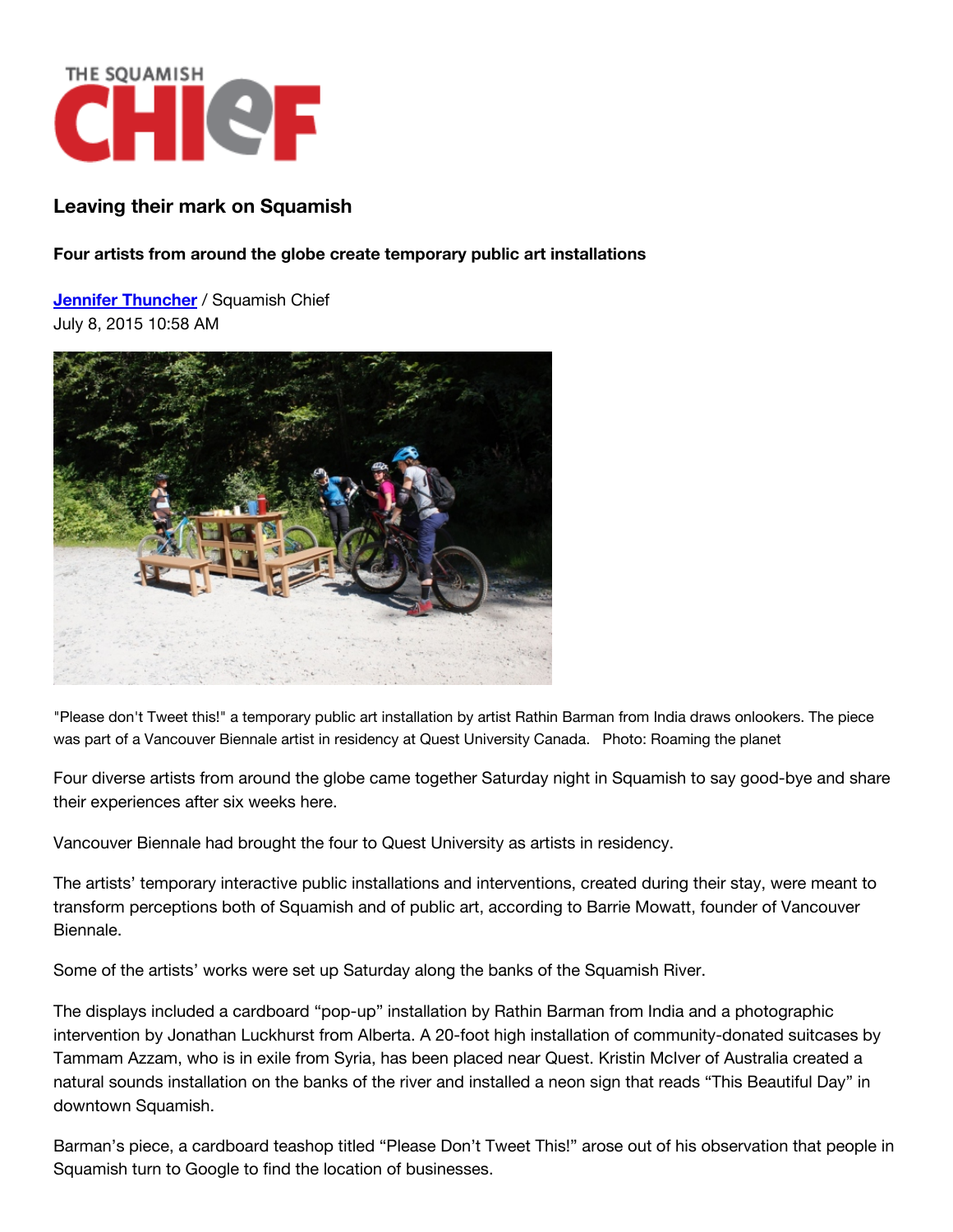THE SQUAMISH CHIEF

## Leaving their mark on Squamish

### Four artists from around the globe create temporary public art installations

Jennifer Thuncher / Squamish Chief
July 8, 2015 10:58 AM

"Please don't Tweet this!" a temporary public art installation by artist Rathin Barman from India draws onlookers. The piece was part of a Vancouver Biennale artist in residency at Quest University Canada. Photo: Roaming the planet

Four diverse artists from around the globe came together Saturday night in Squamish to say good-bye and share their experiences after six weeks here.

Vancouver Biennale had brought the four to Quest University as artists in residency.

The artists' temporary interactive public installations and interventions, created during their stay, were meant to transform perceptions both of Squamish and of public art, according to Barrie Mowatt, founder of Vancouver Biennale.

Some of the artists' works were set up Saturday along the banks of the Squamish River.

The displays included a cardboard "pop-up" installation by Rathin Barman from India and a photographic intervention by Jonathan Luckhurst from Alberta. A 20-foot high installation of community-donated suitcases by Tammam Azzam, who is in exile from Syria, has been placed near Quest. Kristin McIver of Australia created a natural sounds installation on the banks of the river and installed a neon sign that reads "This Beautiful Day" in downtown Squamish.

Barman's piece, a cardboard teashop titled "Please Don't Tweet This!" arose out of his observation that people in Squamish turn to Google to find the location of businesses.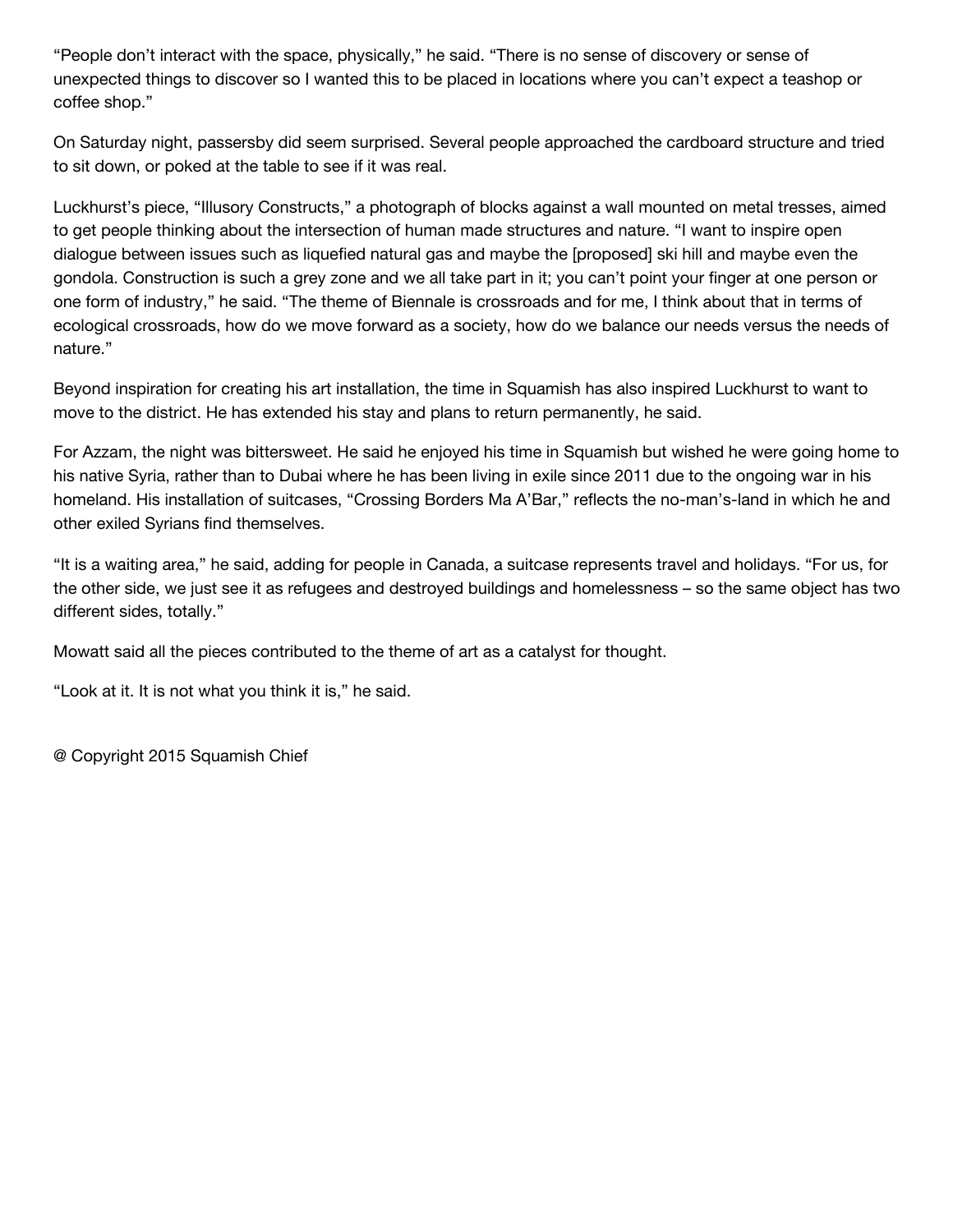"People don't interact with the space, physically," he said. "There is no sense of discovery or sense of unexpected things to discover so I wanted this to be placed in locations where you can't expect a teashop or coffee shop."

On Saturday night, passersby did seem surprised. Several people approached the cardboard structure and tried to sit down, or poked at the table to see if it was real.

Luckhurst's piece, "Illusory Constructs," a photograph of blocks against a wall mounted on metal tresses, aimed to get people thinking about the intersection of human made structures and nature. "I want to inspire open dialogue between issues such as liquefied natural gas and maybe the [proposed] ski hill and maybe even the gondola. Construction is such a grey zone and we all take part in it; you can't point your finger at one person or one form of industry," he said. "The theme of Biennale is crossroads and for me, I think about that in terms of ecological crossroads, how do we move forward as a society, how do we balance our needs versus the needs of nature."

Beyond inspiration for creating his art installation, the time in Squamish has also inspired Luckhurst to want to move to the district. He has extended his stay and plans to return permanently, he said.

For Azzam, the night was bittersweet. He said he enjoyed his time in Squamish but wished he were going home to his native Syria, rather than to Dubai where he has been living in exile since 2011 due to the ongoing war in his homeland. His installation of suitcases, "Crossing Borders Ma A'Bar," reflects the no-man's-land in which he and other exiled Syrians find themselves.

"It is a waiting area," he said, adding for people in Canada, a suitcase represents travel and holidays. "For us, for the other side, we just see it as refugees and destroyed buildings and homelessness – so the same object has two different sides, totally."

Mowatt said all the pieces contributed to the theme of art as a catalyst for thought.

"Look at it. It is not what you think it is," he said.

@ Copyright 2015 Squamish Chief